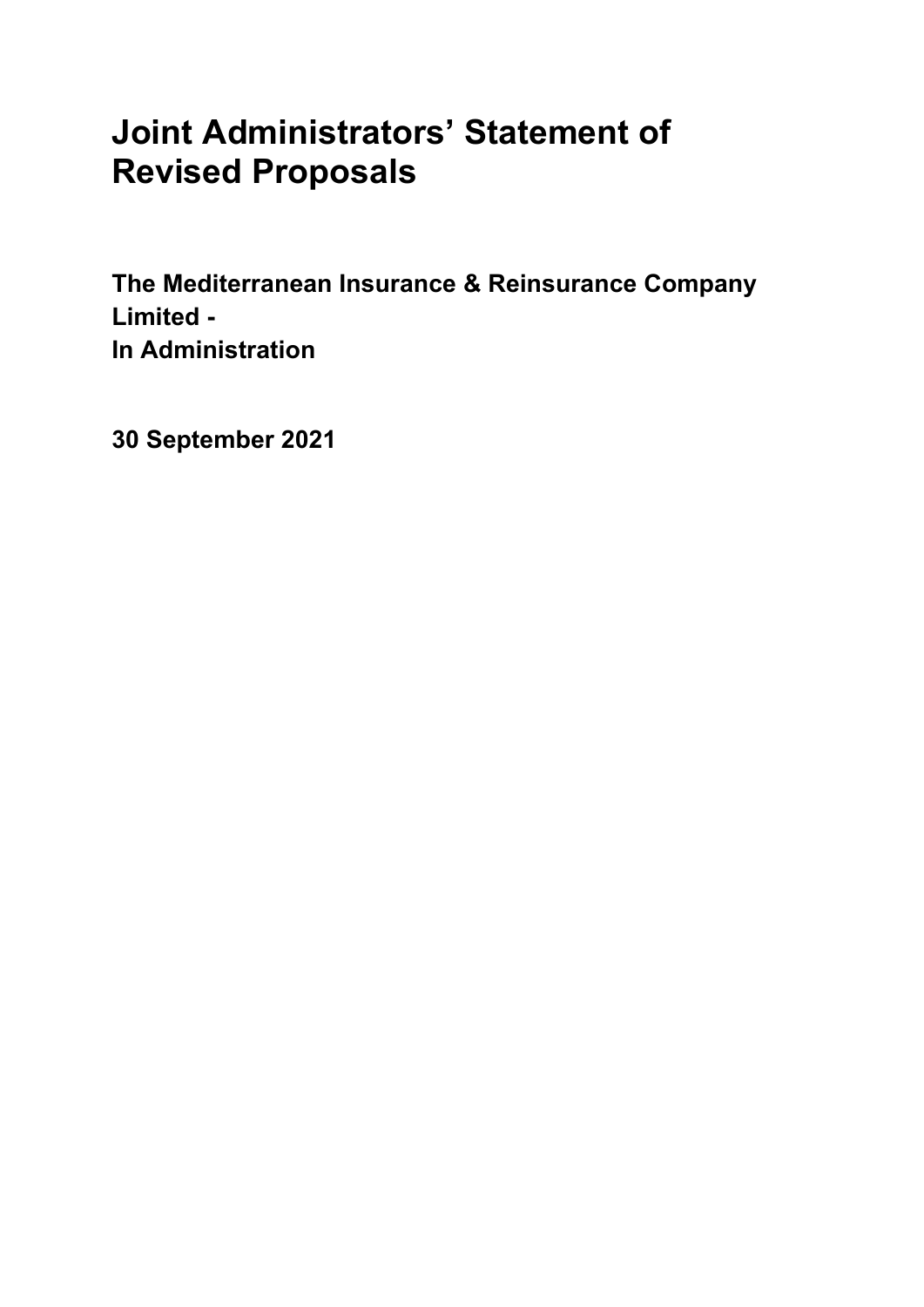# Joint Administrators' Statement of Revised Proposals

**The Mediterranean Insurance & Reinsurance Company Limited - In Administration**

**30 September 2021**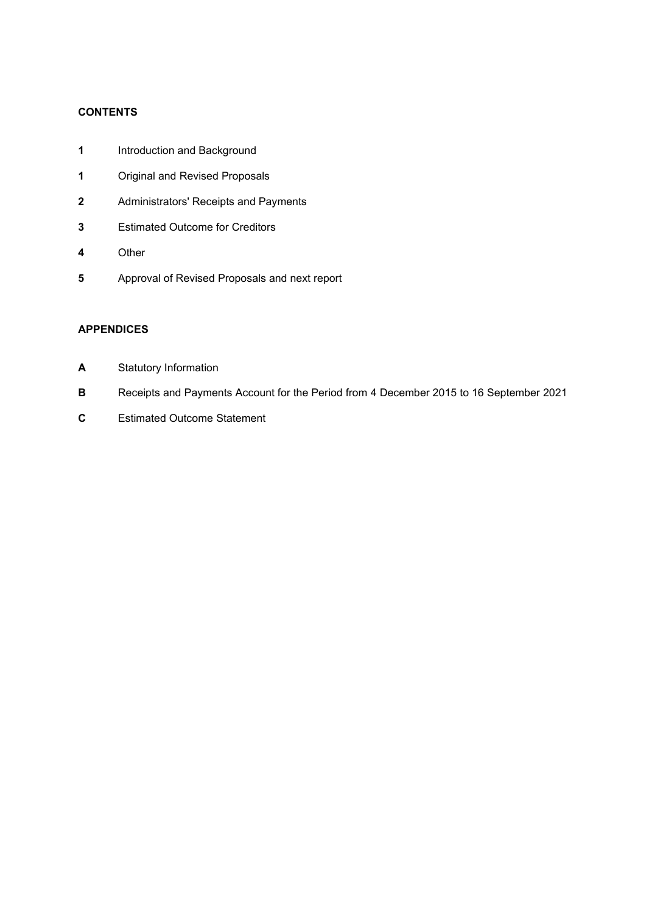**CONTENTS**

| | |
|---|---|
| **1** | Introduction and Background |
| **1** | Original and Revised Proposals |
| **2** | Administrators' Receipts and Payments |
| **3** | Estimated Outcome for Creditors |
| **4** | Other |
| **5** | Approval of Revised Proposals and next report |

**APPENDICES**

| | |
|---|---|
| **A** | Statutory Information |
| **B** | Receipts and Payments Account for the Period from 4 December 2015 to 16 September 2021 |
| **C** | Estimated Outcome Statement |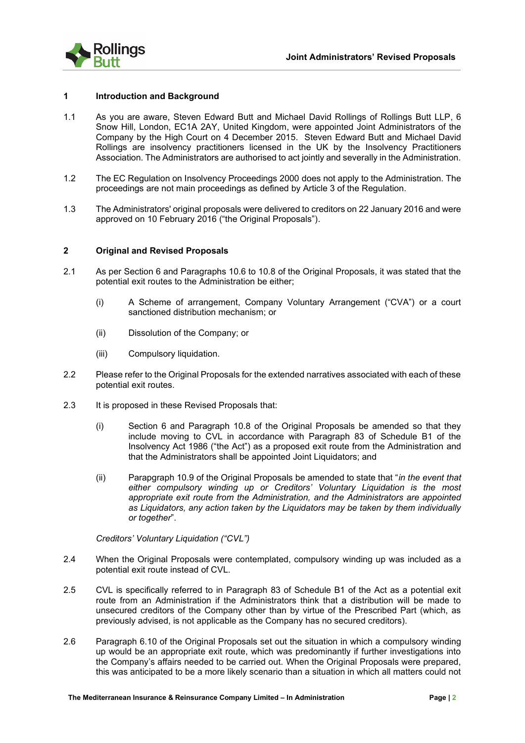## 1 Introduction and Background

1.1 As you are aware, Steven Edward Butt and Michael David Rollings of Rollings Butt LLP, 6 Snow Hill, London, EC1A 2AY, United Kingdom, were appointed Joint Administrators of the Company by the High Court on 4 December 2015. Steven Edward Butt and Michael David Rollings are insolvency practitioners licensed in the UK by the Insolvency Practitioners Association. The Administrators are authorised to act jointly and severally in the Administration.

1.2 The EC Regulation on Insolvency Proceedings 2000 does not apply to the Administration. The proceedings are not main proceedings as defined by Article 3 of the Regulation.

1.3 The Administrators' original proposals were delivered to creditors on 22 January 2016 and were approved on 10 February 2016 ("the Original Proposals").

## 2 Original and Revised Proposals

2.1 As per Section 6 and Paragraphs 10.6 to 10.8 of the Original Proposals, it was stated that the potential exit routes to the Administration be either;

(i) A Scheme of arrangement, Company Voluntary Arrangement ("CVA") or a court sanctioned distribution mechanism; or

(ii) Dissolution of the Company; or

(iii) Compulsory liquidation.

2.2 Please refer to the Original Proposals for the extended narratives associated with each of these potential exit routes.

2.3 It is proposed in these Revised Proposals that:

(i) Section 6 and Paragraph 10.8 of the Original Proposals be amended so that they include moving to CVL in accordance with Paragraph 83 of Schedule B1 of the Insolvency Act 1986 ("the Act") as a proposed exit route from the Administration and that the Administrators shall be appointed Joint Liquidators; and

(ii) Parapgraph 10.9 of the Original Proposals be amended to state that "*in the event that either compulsory winding up or Creditors' Voluntary Liquidation is the most appropriate exit route from the Administration, and the Administrators are appointed as Liquidators, any action taken by the Liquidators may be taken by them individually or together*".

*Creditors' Voluntary Liquidation ("CVL")*

2.4 When the Original Proposals were contemplated, compulsory winding up was included as a potential exit route instead of CVL.

2.5 CVL is specifically referred to in Paragraph 83 of Schedule B1 of the Act as a potential exit route from an Administration if the Administrators think that a distribution will be made to unsecured creditors of the Company other than by virtue of the Prescribed Part (which, as previously advised, is not applicable as the Company has no secured creditors).

2.6 Paragraph 6.10 of the Original Proposals set out the situation in which a compulsory winding up would be an appropriate exit route, which was predominantly if further investigations into the Company's affairs needed to be carried out. When the Original Proposals were prepared, this was anticipated to be a more likely scenario than a situation in which all matters could not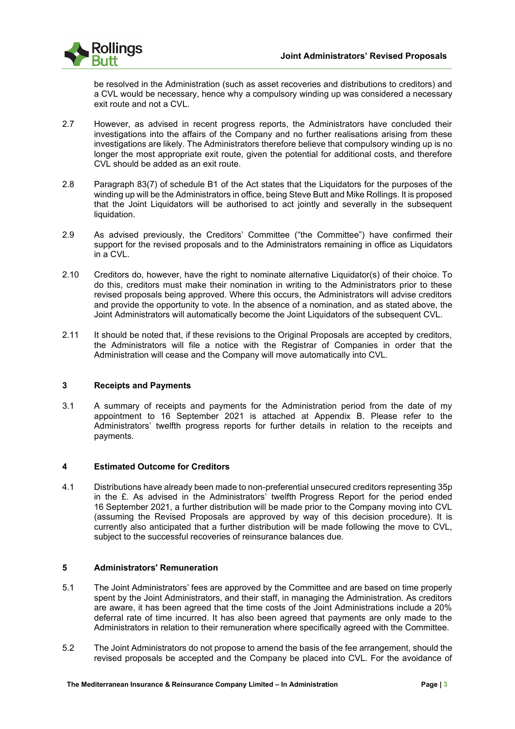be resolved in the Administration (such as asset recoveries and distributions to creditors) and a CVL would be necessary, hence why a compulsory winding up was considered a necessary exit route and not a CVL.

2.7 However, as advised in recent progress reports, the Administrators have concluded their investigations into the affairs of the Company and no further realisations arising from these investigations are likely. The Administrators therefore believe that compulsory winding up is no longer the most appropriate exit route, given the potential for additional costs, and therefore CVL should be added as an exit route.

2.8 Paragraph 83(7) of schedule B1 of the Act states that the Liquidators for the purposes of the winding up will be the Administrators in office, being Steve Butt and Mike Rollings. It is proposed that the Joint Liquidators will be authorised to act jointly and severally in the subsequent liquidation.

2.9 As advised previously, the Creditors' Committee ("the Committee") have confirmed their support for the revised proposals and to the Administrators remaining in office as Liquidators in a CVL.

2.10 Creditors do, however, have the right to nominate alternative Liquidator(s) of their choice. To do this, creditors must make their nomination in writing to the Administrators prior to these revised proposals being approved. Where this occurs, the Administrators will advise creditors and provide the opportunity to vote. In the absence of a nomination, and as stated above, the Joint Administrators will automatically become the Joint Liquidators of the subsequent CVL.

2.11 It should be noted that, if these revisions to the Original Proposals are accepted by creditors, the Administrators will file a notice with the Registrar of Companies in order that the Administration will cease and the Company will move automatically into CVL.

## 3 Receipts and Payments

3.1 A summary of receipts and payments for the Administration period from the date of my appointment to 16 September 2021 is attached at Appendix B. Please refer to the Administrators' twelfth progress reports for further details in relation to the receipts and payments.

## 4 Estimated Outcome for Creditors

4.1 Distributions have already been made to non-preferential unsecured creditors representing 35p in the £. As advised in the Administrators' twelfth Progress Report for the period ended 16 September 2021, a further distribution will be made prior to the Company moving into CVL (assuming the Revised Proposals are approved by way of this decision procedure). It is currently also anticipated that a further distribution will be made following the move to CVL, subject to the successful recoveries of reinsurance balances due.

## 5 Administrators' Remuneration

5.1 The Joint Administrators' fees are approved by the Committee and are based on time properly spent by the Joint Administrators, and their staff, in managing the Administration. As creditors are aware, it has been agreed that the time costs of the Joint Administrations include a 20% deferral rate of time incurred. It has also been agreed that payments are only made to the Administrators in relation to their remuneration where specifically agreed with the Committee.

5.2 The Joint Administrators do not propose to amend the basis of the fee arrangement, should the revised proposals be accepted and the Company be placed into CVL. For the avoidance of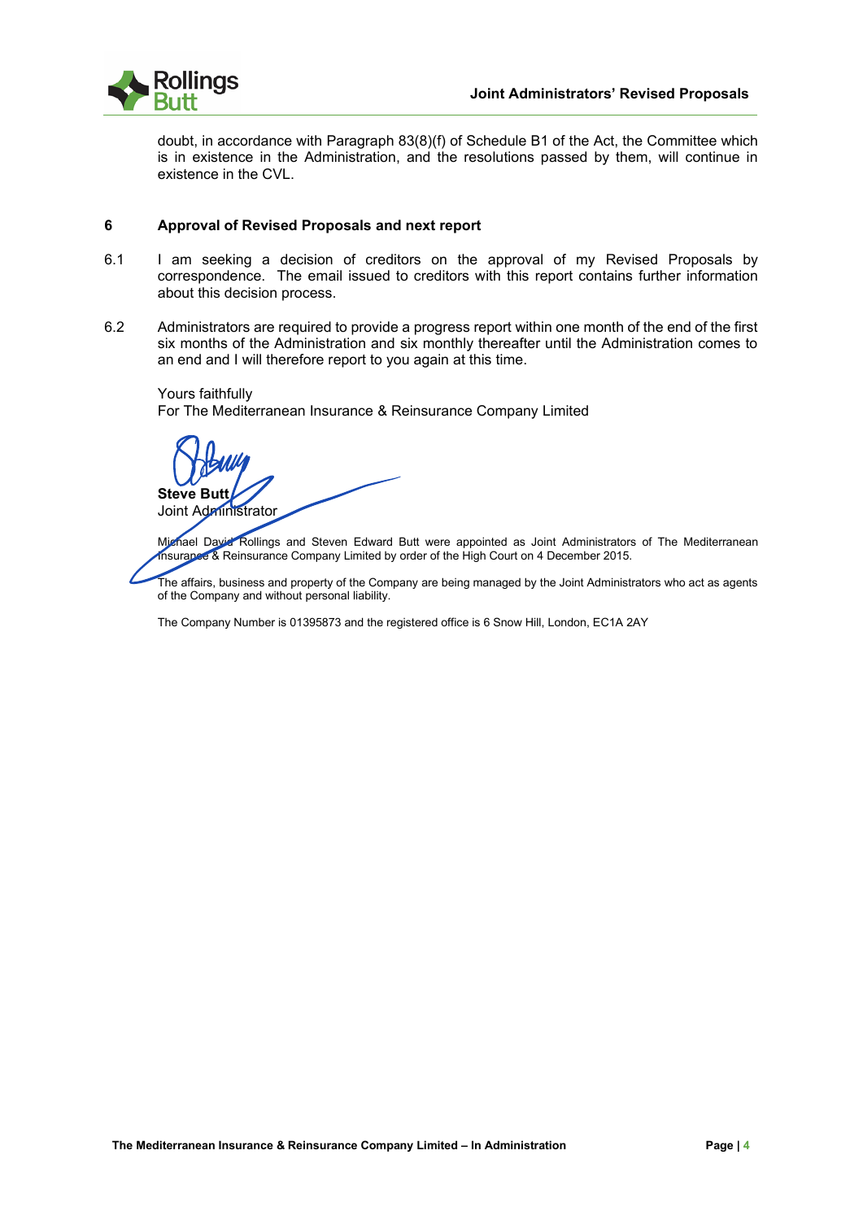doubt, in accordance with Paragraph 83(8)(f) of Schedule B1 of the Act, the Committee which is in existence in the Administration, and the resolutions passed by them, will continue in existence in the CVL.

## 6 Approval of Revised Proposals and next report

6.1 I am seeking a decision of creditors on the approval of my Revised Proposals by correspondence. The email issued to creditors with this report contains further information about this decision process.

6.2 Administrators are required to provide a progress report within one month of the end of the first six months of the Administration and six monthly thereafter until the Administration comes to an end and I will therefore report to you again at this time.

Yours faithfully
For The Mediterranean Insurance & Reinsurance Company Limited

**Steve Butt**
Joint Administrator

Michael David Rollings and Steven Edward Butt were appointed as Joint Administrators of The Mediterranean Insurance & Reinsurance Company Limited by order of the High Court on 4 December 2015.

The affairs, business and property of the Company are being managed by the Joint Administrators who act as agents of the Company and without personal liability.

The Company Number is 01395873 and the registered office is 6 Snow Hill, London, EC1A 2AY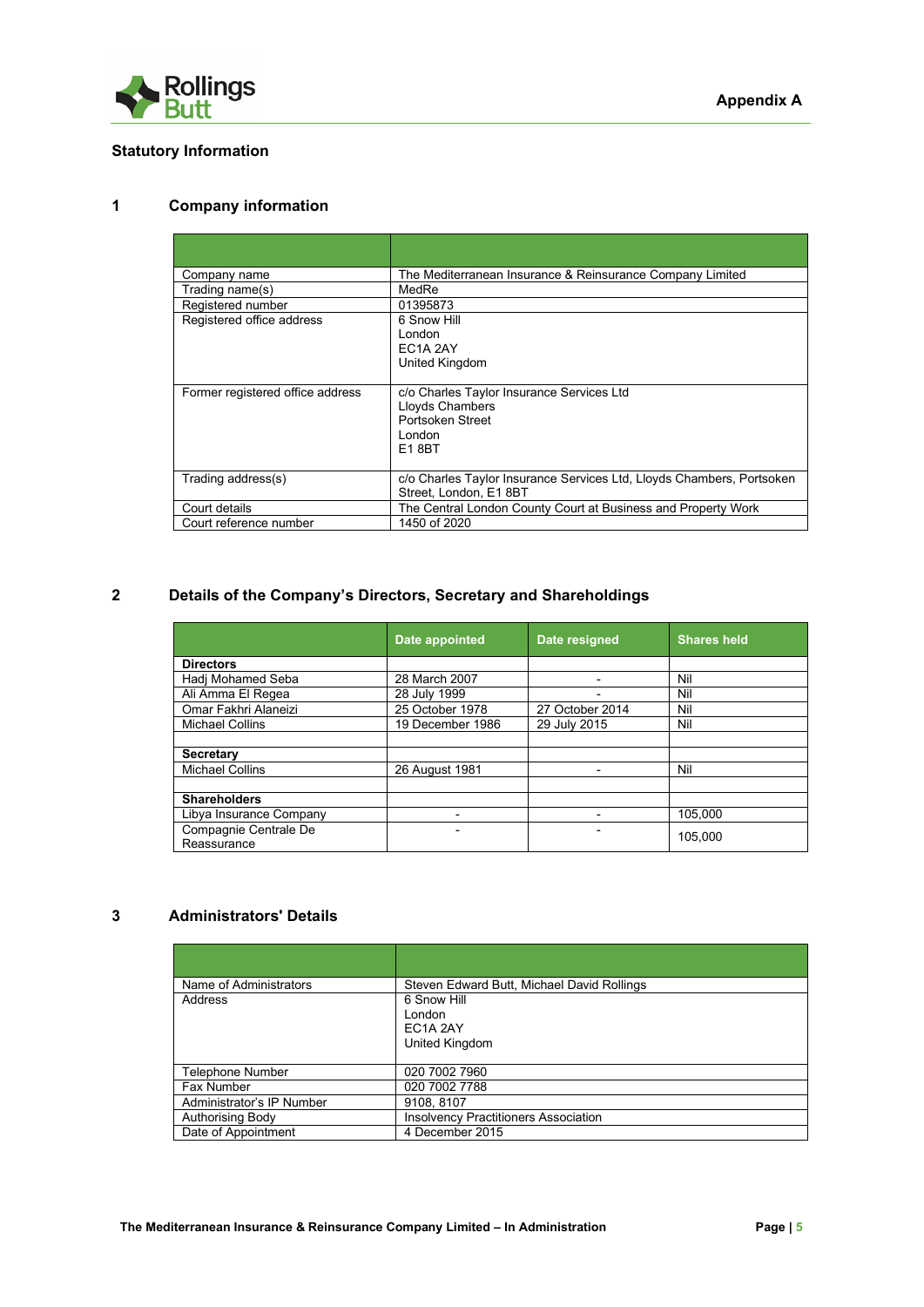Appendix A

## Statistical Information

### 1 Company information

| | |
|---|---|
| Company name | The Mediterranean Insurance & Reinsurance Company Limited |
| Trading name(s) | MedRe |
| Registered number | 01395873 |
| Registered office address | 6 Snow Hill<br>London<br>EC1A 2AY<br>United Kingdom |
| Former registered office address | c/o Charles Taylor Insurance Services Ltd<br>Lloyds Chambers<br>Portsoken Street<br>London<br>E1 8BT |
| Trading address(s) | c/o Charles Taylor Insurance Services Ltd, Lloyds Chambers, Portsoken Street, London, E1 8BT |
| Court details | The Central London County Court at Business and Property Work |
| Court reference number | 1450 of 2020 |

### 2 Details of the Company's Directors, Secretary and Shareholdings

| | Date appointed | Date resigned | Shares held |
|---|---|---|---|
| **Directors** | | | |
| Hadj Mohamed Seba | 28 March 2007 | - | Nil |
| Ali Amma El Regea | 28 July 1999 | - | Nil |
| Omar Fakhri Alaneizi | 25 October 1978 | 27 October 2014 | Nil |
| Michael Collins | 19 December 1986 | 29 July 2015 | Nil |
| | | | |
| **Secretary** | | | |
| Michael Collins | 26 August 1981 | - | Nil |
| | | | |
| **Shareholders** | | | |
| Libya Insurance Company | - | - | 105,000 |
| Compagnie Centrale De Reassurance | - | - | 105,000 |

### 3 Administrators' Details

| | |
|---|---|
| Name of Administrators | Steven Edward Butt, Michael David Rollings |
| Address | 6 Snow Hill<br>London<br>EC1A 2AY<br>United Kingdom |
| Telephone Number | 020 7002 7960 |
| Fax Number | 020 7002 7788 |
| Administrator's IP Number | 9108, 8107 |
| Authorising Body | Insolvency Practitioners Association |
| Date of Appointment | 4 December 2015 |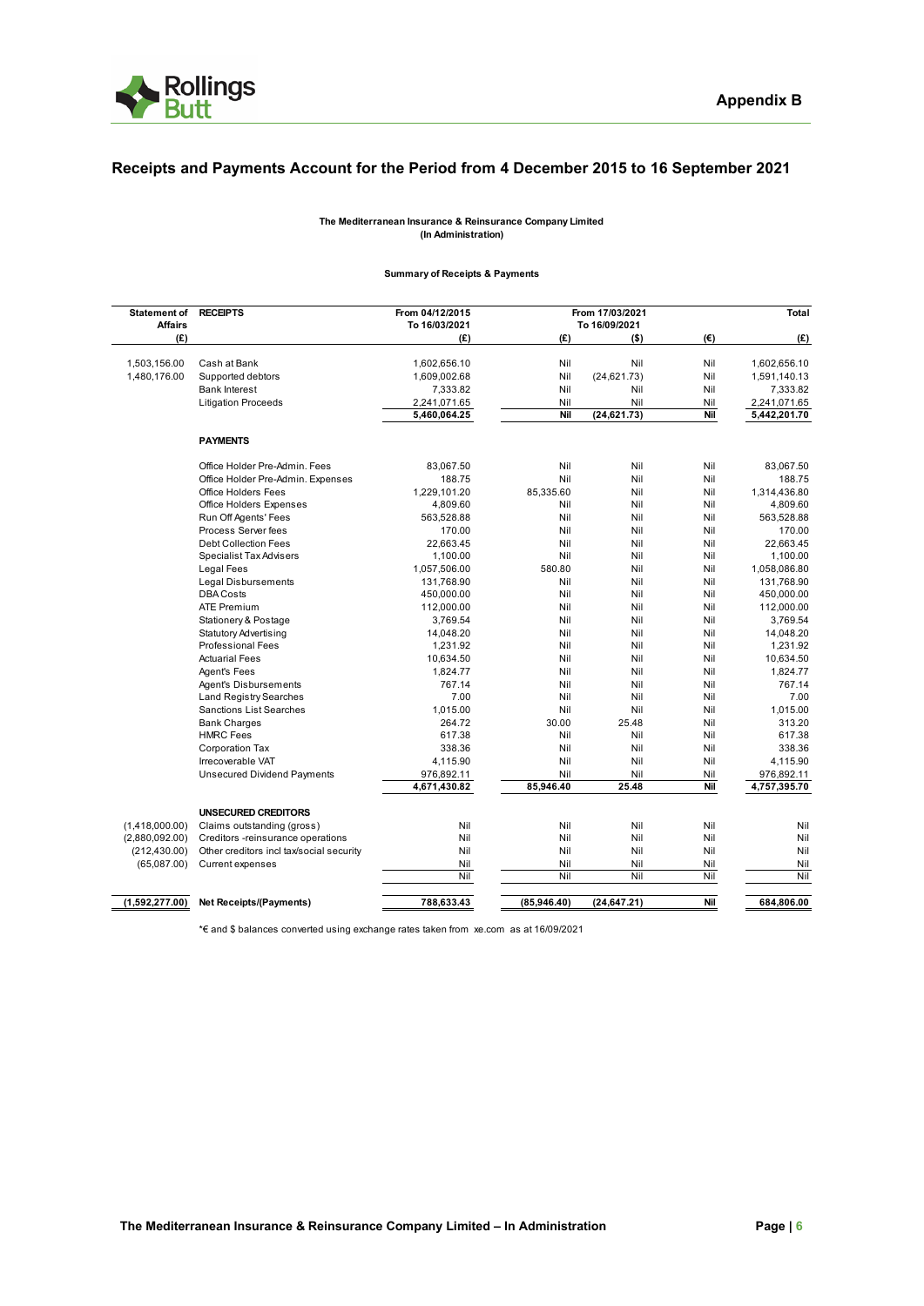Appendix B

## Receipts and Payments Account for the Period from 4 December 2015 to 16 September 2021

**The Mediterranean Insurance & Reinsurance Company Limited**
**(In Administration)**

**Summary of Receipts & Payments**

| Statement of Affairs (£) | RECEIPTS | From 04/12/2015 To 16/03/2021 (£) | From 17/03/2021 To 16/09/2021 (£) | ($) | (€) | Total (£) |
|---|---|---|---|---|---|---|
| 1,503,156.00 | Cash at Bank | 1,602,656.10 | Nil | Nil | Nil | 1,602,656.10 |
| 1,480,176.00 | Supported debtors | 1,609,002.68 | Nil | (24,621.73) | Nil | 1,591,140.13 |
| | Bank Interest | 7,333.82 | Nil | Nil | Nil | 7,333.82 |
| | Litigation Proceeds | 2,241,071.65 | Nil | Nil | Nil | 2,241,071.65 |
| | | **5,460,064.25** | **Nil** | **(24,621.73)** | **Nil** | **5,442,201.70** |
| | **PAYMENTS** | | | | | |
| | Office Holder Pre-Admin. Fees | 83,067.50 | Nil | Nil | Nil | 83,067.50 |
| | Office Holder Pre-Admin. Expenses | 188.75 | Nil | Nil | Nil | 188.75 |
| | Office Holders Fees | 1,229,101.20 | 85,335.60 | Nil | Nil | 1,314,436.80 |
| | Office Holders Expenses | 4,809.60 | Nil | Nil | Nil | 4,809.60 |
| | Run Off Agents' Fees | 563,528.88 | Nil | Nil | Nil | 563,528.88 |
| | Process Server fees | 170.00 | Nil | Nil | Nil | 170.00 |
| | Debt Collection Fees | 22,663.45 | Nil | Nil | Nil | 22,663.45 |
| | Specialist Tax Advisers | 1,100.00 | Nil | Nil | Nil | 1,100.00 |
| | Legal Fees | 1,057,506.00 | 580.80 | Nil | Nil | 1,058,086.80 |
| | Legal Disbursements | 131,768.90 | Nil | Nil | Nil | 131,768.90 |
| | DBA Costs | 450,000.00 | Nil | Nil | Nil | 450,000.00 |
| | ATE Premium | 112,000.00 | Nil | Nil | Nil | 112,000.00 |
| | Stationery & Postage | 3,769.54 | Nil | Nil | Nil | 3,769.54 |
| | Statutory Advertising | 14,048.20 | Nil | Nil | Nil | 14,048.20 |
| | Professional Fees | 1,231.92 | Nil | Nil | Nil | 1,231.92 |
| | Actuarial Fees | 10,634.50 | Nil | Nil | Nil | 10,634.50 |
| | Agent's Fees | 1,824.77 | Nil | Nil | Nil | 1,824.77 |
| | Agent's Disbursements | 767.14 | Nil | Nil | Nil | 767.14 |
| | Land Registry Searches | 7.00 | Nil | Nil | Nil | 7.00 |
| | Sanctions List Searches | 1,015.00 | Nil | Nil | Nil | 1,015.00 |
| | Bank Charges | 264.72 | 30.00 | 25.48 | Nil | 313.20 |
| | HMRC Fees | 617.38 | Nil | Nil | Nil | 617.38 |
| | Corporation Tax | 338.36 | Nil | Nil | Nil | 338.36 |
| | Irrecoverable VAT | 4,115.90 | Nil | Nil | Nil | 4,115.90 |
| | Unsecured Dividend Payments | 976,892.11 | Nil | Nil | Nil | 976,892.11 |
| | | **4,671,430.82** | **85,946.40** | **25.48** | **Nil** | **4,757,395.70** |
| | **UNSECURED CREDITORS** | | | | | |
| (1,418,000.00) | Claims outstanding (gross) | Nil | Nil | Nil | Nil | Nil |
| (2,880,092.00) | Creditors -reinsurance operations | Nil | Nil | Nil | Nil | Nil |
| (212,430.00) | Other creditors incl tax/social security | Nil | Nil | Nil | Nil | Nil |
| (65,087.00) | Current expenses | Nil | Nil | Nil | Nil | Nil |
| | | Nil | Nil | Nil | Nil | Nil |
| **(1,592,277.00)** | **Net Receipts/(Payments)** | **788,633.43** | **(85,946.40)** | **(24,647.21)** | **Nil** | **684,806.00** |

*€ and $ balances converted using exchange rates taken from xe.com as at 16/09/2021